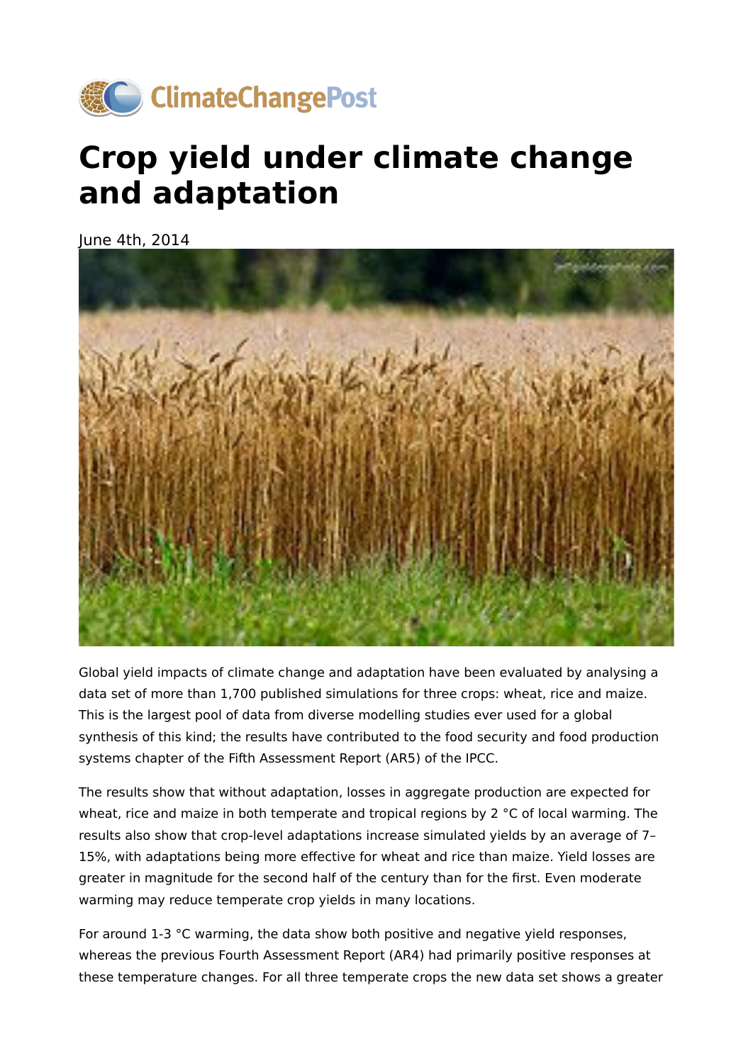# Crop yield under climate change and adaptation

June 4th, 2014

Global yield impacts of climate change and adaptation have been evaluated by analysing a data set of more than 1,700 published simulations for three crops: wheat, rice and maize. This is the largest pool of data from diverse modelling studies ever used for a global synthesis of this kind; the results have contributed to the food security and food production systems chapter of the Fifth Assessment Report (AR5) of the IPCC.

The results show that without adaptation, losses in aggregate production are expected for wheat, rice and maize in both temperate and tropical regions by 2 °C of local warming. The results also show that crop-level adaptations increase simulated yields by an average of 7–15%, with adaptations being more effective for wheat and rice than maize. Yield losses are greater in magnitude for the second half of the century than for the first. Even moderate warming may reduce temperate crop yields in many locations.

For around 1-3 °C warming, the data show both positive and negative yield responses, whereas the previous Fourth Assessment Report (AR4) had primarily positive responses at these temperature changes. For all three temperate crops the new data set shows a greater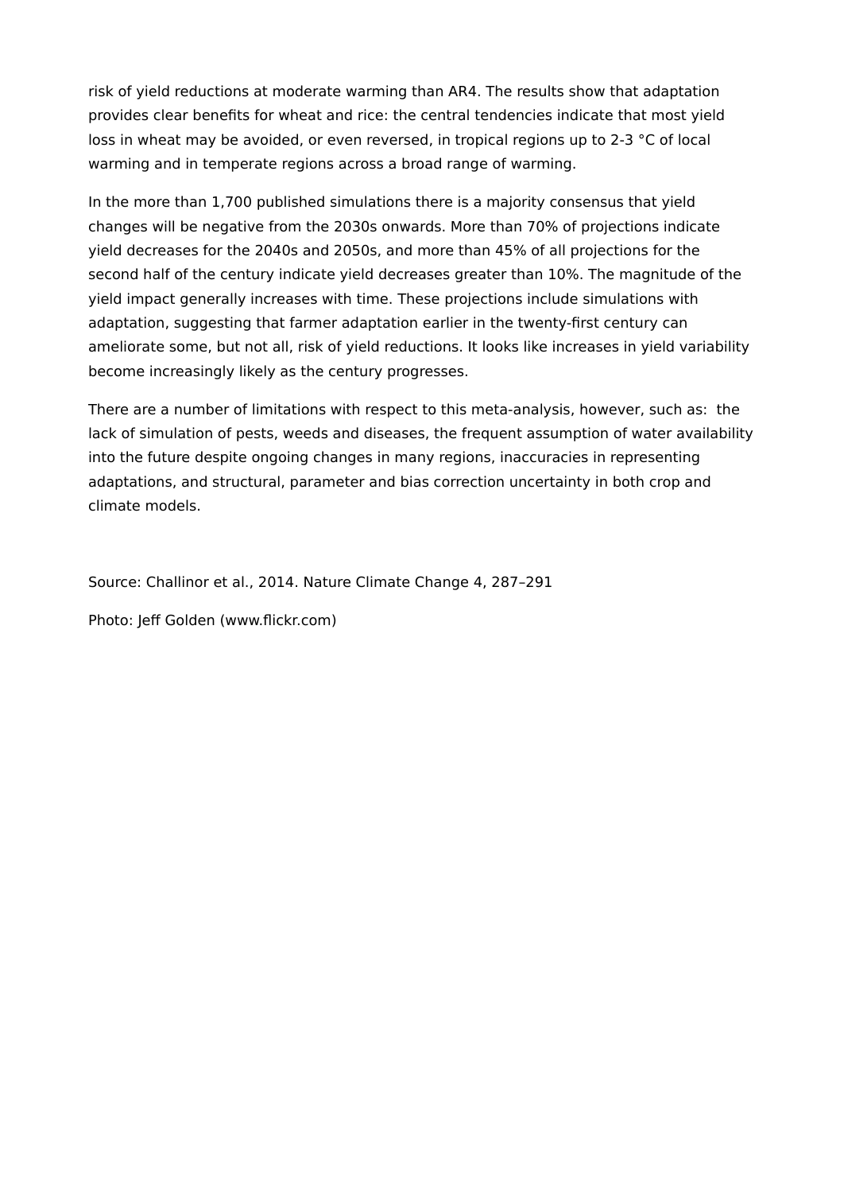risk of yield reductions at moderate warming than AR4. The results show that adaptation provides clear benefits for wheat and rice: the central tendencies indicate that most yield loss in wheat may be avoided, or even reversed, in tropical regions up to 2-3 °C of local warming and in temperate regions across a broad range of warming.

In the more than 1,700 published simulations there is a majority consensus that yield changes will be negative from the 2030s onwards. More than 70% of projections indicate yield decreases for the 2040s and 2050s, and more than 45% of all projections for the second half of the century indicate yield decreases greater than 10%. The magnitude of the yield impact generally increases with time. These projections include simulations with adaptation, suggesting that farmer adaptation earlier in the twenty-first century can ameliorate some, but not all, risk of yield reductions. It looks like increases in yield variability become increasingly likely as the century progresses.

There are a number of limitations with respect to this meta-analysis, however, such as: the lack of simulation of pests, weeds and diseases, the frequent assumption of water availability into the future despite ongoing changes in many regions, inaccuracies in representing adaptations, and structural, parameter and bias correction uncertainty in both crop and climate models.

Source: Challinor et al., 2014. Nature Climate Change 4, 287–291

Photo: Jeff Golden (www.flickr.com)